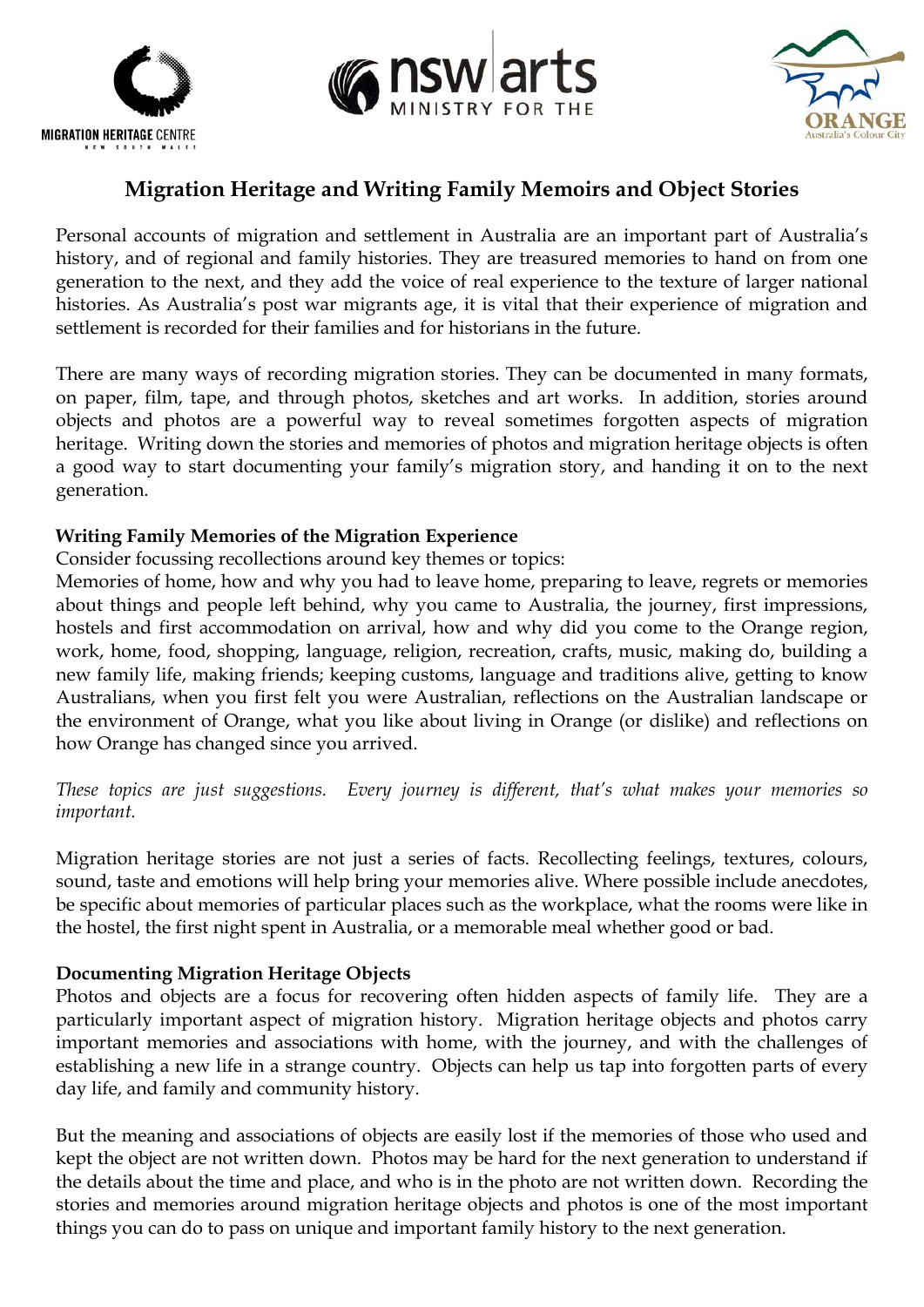# Migration Heritage and Writing Family Memoirs and Object Stories

Personal accounts of migration and settlement in Australia are an important part of Australia's history, and of regional and family histories. They are treasured memories to hand on from one generation to the next, and they add the voice of real experience to the texture of larger national histories. As Australia's post war migrants age, it is vital that their experience of migration and settlement is recorded for their families and for historians in the future.

There are many ways of recording migration stories. They can be documented in many formats, on paper, film, tape, and through photos, sketches and art works. In addition, stories around objects and photos are a powerful way to reveal sometimes forgotten aspects of migration heritage. Writing down the stories and memories of photos and migration heritage objects is often a good way to start documenting your family's migration story, and handing it on to the next generation.

**Writing Family Memories of the Migration Experience**

Consider focussing recollections around key themes or topics:

Memories of home, how and why you had to leave home, preparing to leave, regrets or memories about things and people left behind, why you came to Australia, the journey, first impressions, hostels and first accommodation on arrival, how and why did you come to the Orange region, work, home, food, shopping, language, religion, recreation, crafts, music, making do, building a new family life, making friends; keeping customs, language and traditions alive, getting to know Australians, when you first felt you were Australian, reflections on the Australian landscape or the environment of Orange, what you like about living in Orange (or dislike) and reflections on how Orange has changed since you arrived.

*These topics are just suggestions. Every journey is different, that's what makes your memories so important.*

Migration heritage stories are not just a series of facts. Recollecting feelings, textures, colours, sound, taste and emotions will help bring your memories alive. Where possible include anecdotes, be specific about memories of particular places such as the workplace, what the rooms were like in the hostel, the first night spent in Australia, or a memorable meal whether good or bad.

**Documenting Migration Heritage Objects**

Photos and objects are a focus for recovering often hidden aspects of family life. They are a particularly important aspect of migration history. Migration heritage objects and photos carry important memories and associations with home, with the journey, and with the challenges of establishing a new life in a strange country. Objects can help us tap into forgotten parts of every day life, and family and community history.

But the meaning and associations of objects are easily lost if the memories of those who used and kept the object are not written down. Photos may be hard for the next generation to understand if the details about the time and place, and who is in the photo are not written down. Recording the stories and memories around migration heritage objects and photos is one of the most important things you can do to pass on unique and important family history to the next generation.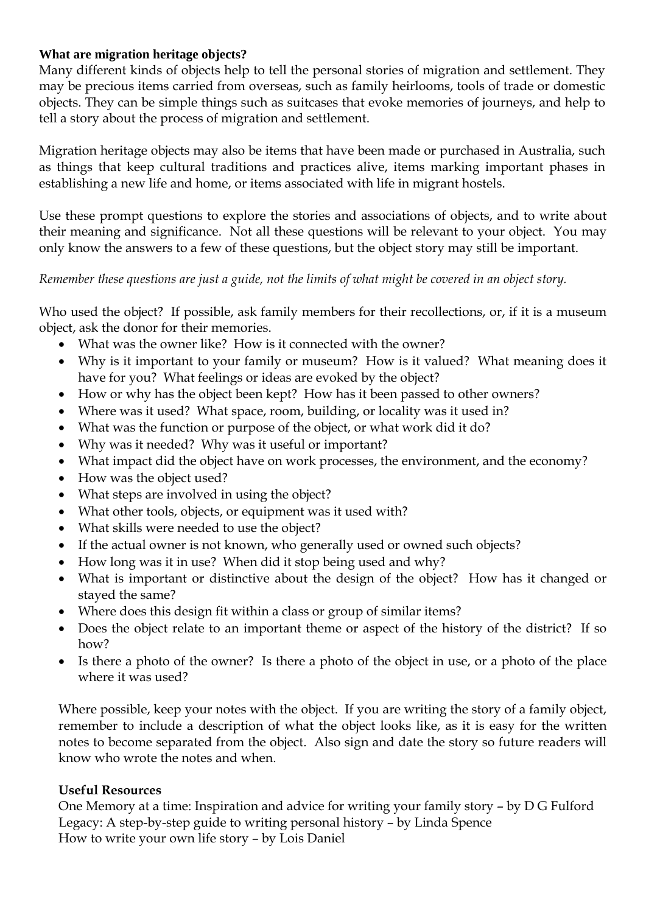**What are migration heritage objects?**

Many different kinds of objects help to tell the personal stories of migration and settlement. They may be precious items carried from overseas, such as family heirlooms, tools of trade or domestic objects. They can be simple things such as suitcases that evoke memories of journeys, and help to tell a story about the process of migration and settlement.

Migration heritage objects may also be items that have been made or purchased in Australia, such as things that keep cultural traditions and practices alive, items marking important phases in establishing a new life and home, or items associated with life in migrant hostels.

Use these prompt questions to explore the stories and associations of objects, and to write about their meaning and significance. Not all these questions will be relevant to your object. You may only know the answers to a few of these questions, but the object story may still be important.

*Remember these questions are just a guide, not the limits of what might be covered in an object story.*

Who used the object? If possible, ask family members for their recollections, or, if it is a museum object, ask the donor for their memories.

- What was the owner like? How is it connected with the owner?
- Why is it important to your family or museum? How is it valued? What meaning does it have for you? What feelings or ideas are evoked by the object?
- How or why has the object been kept? How has it been passed to other owners?
- Where was it used? What space, room, building, or locality was it used in?
- What was the function or purpose of the object, or what work did it do?
- Why was it needed? Why was it useful or important?
- What impact did the object have on work processes, the environment, and the economy?
- How was the object used?
- What steps are involved in using the object?
- What other tools, objects, or equipment was it used with?
- What skills were needed to use the object?
- If the actual owner is not known, who generally used or owned such objects?
- How long was it in use? When did it stop being used and why?
- What is important or distinctive about the design of the object? How has it changed or stayed the same?
- Where does this design fit within a class or group of similar items?
- Does the object relate to an important theme or aspect of the history of the district? If so how?
- Is there a photo of the owner? Is there a photo of the object in use, or a photo of the place where it was used?

Where possible, keep your notes with the object. If you are writing the story of a family object, remember to include a description of what the object looks like, as it is easy for the written notes to become separated from the object. Also sign and date the story so future readers will know who wrote the notes and when.

**Useful Resources**

One Memory at a time: Inspiration and advice for writing your family story – by D G Fulford
Legacy: A step-by-step guide to writing personal history – by Linda Spence
How to write your own life story – by Lois Daniel